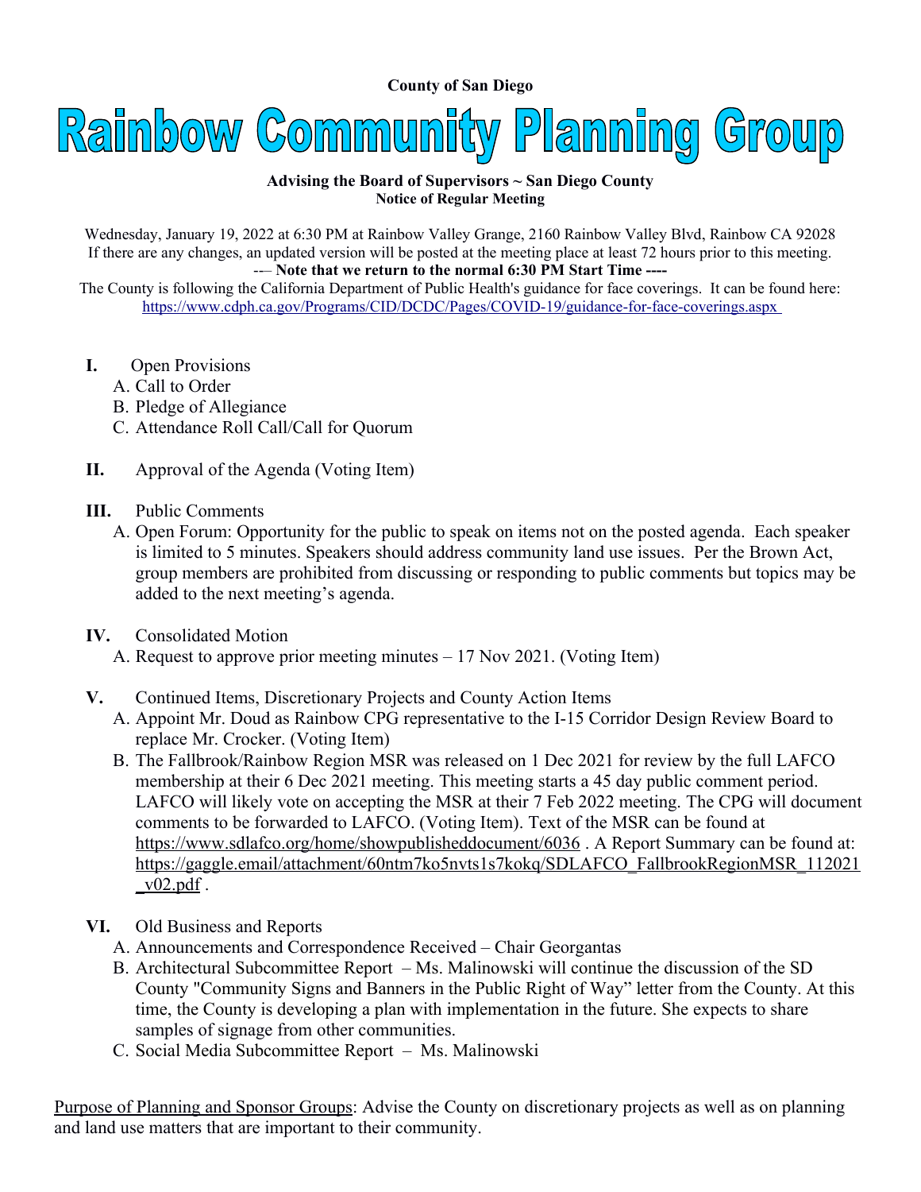**County of San Diego**

# Rainbow Community Planning Group

**Advising the Board of Supervisors ~ San Diego County**
**Notice of Regular Meeting**

Wednesday, January 19, 2022 at 6:30 PM at Rainbow Valley Grange, 2160 Rainbow Valley Blvd, Rainbow CA 92028
If there are any changes, an updated version will be posted at the meeting place at least 72 hours prior to this meeting.
-— **Note that we return to the normal 6:30 PM Start Time ----**
The County is following the California Department of Public Health's guidance for face coverings. It can be found here:
https://www.cdph.ca.gov/Programs/CID/DCDC/Pages/COVID-19/guidance-for-face-coverings.aspx

**I.** Open Provisions
   A. Call to Order
   B. Pledge of Allegiance
   C. Attendance Roll Call/Call for Quorum

**II.** Approval of the Agenda (Voting Item)

**III.** Public Comments
   A. Open Forum: Opportunity for the public to speak on items not on the posted agenda. Each speaker is limited to 5 minutes. Speakers should address community land use issues. Per the Brown Act, group members are prohibited from discussing or responding to public comments but topics may be added to the next meeting's agenda.

**IV.** Consolidated Motion
   A. Request to approve prior meeting minutes – 17 Nov 2021. (Voting Item)

**V.** Continued Items, Discretionary Projects and County Action Items
   A. Appoint Mr. Doud as Rainbow CPG representative to the I-15 Corridor Design Review Board to replace Mr. Crocker. (Voting Item)
   B. The Fallbrook/Rainbow Region MSR was released on 1 Dec 2021 for review by the full LAFCO membership at their 6 Dec 2021 meeting. This meeting starts a 45 day public comment period. LAFCO will likely vote on accepting the MSR at their 7 Feb 2022 meeting. The CPG will document comments to be forwarded to LAFCO. (Voting Item). Text of the MSR can be found at https://www.sdlafco.org/home/showpublisheddocument/6036 . A Report Summary can be found at: https://gaggle.email/attachment/60ntm7ko5nvts1s7kokq/SDLAFCO_FallbrookRegionMSR_112021_v02.pdf .

**VI.** Old Business and Reports
   A. Announcements and Correspondence Received – Chair Georgantas
   B. Architectural Subcommittee Report – Ms. Malinowski will continue the discussion of the SD County "Community Signs and Banners in the Public Right of Way" letter from the County. At this time, the County is developing a plan with implementation in the future. She expects to share samples of signage from other communities.
   C. Social Media Subcommittee Report – Ms. Malinowski

<u>Purpose of Planning and Sponsor Groups</u>: Advise the County on discretionary projects as well as on planning and land use matters that are important to their community.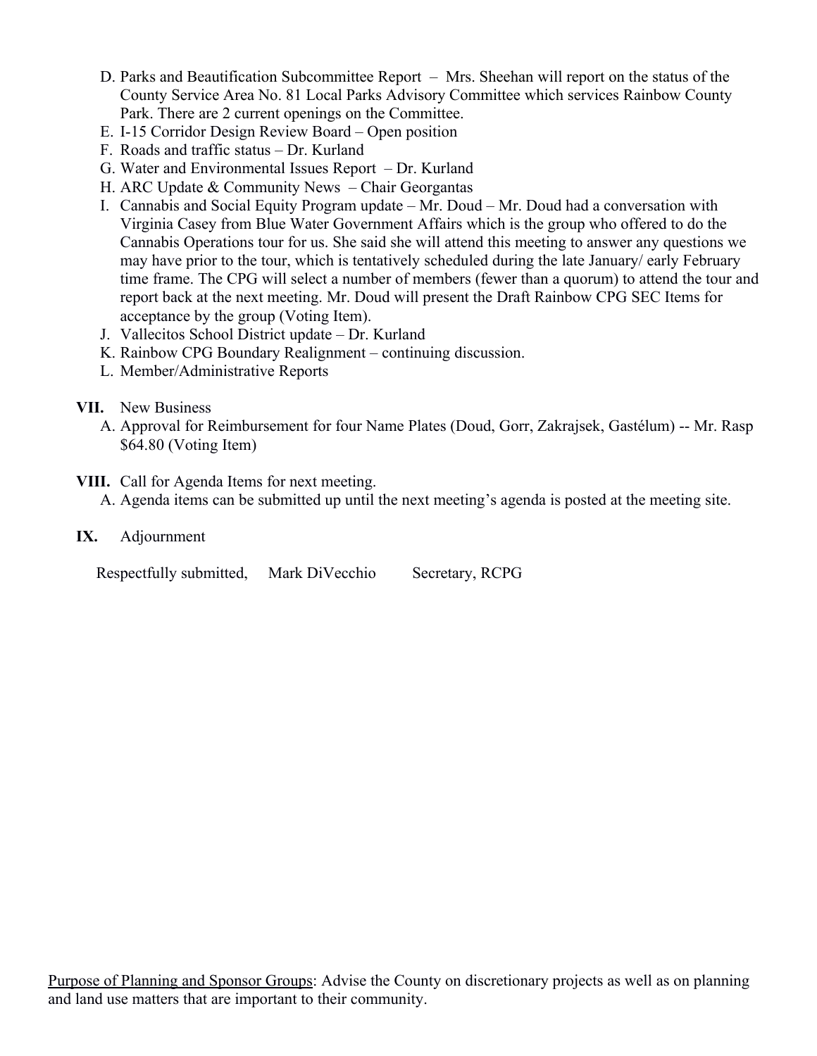D. Parks and Beautification Subcommittee Report – Mrs. Sheehan will report on the status of the County Service Area No. 81 Local Parks Advisory Committee which services Rainbow County Park. There are 2 current openings on the Committee.
E. I-15 Corridor Design Review Board – Open position
F. Roads and traffic status – Dr. Kurland
G. Water and Environmental Issues Report – Dr. Kurland
H. ARC Update & Community News – Chair Georgantas
I. Cannabis and Social Equity Program update – Mr. Doud – Mr. Doud had a conversation with Virginia Casey from Blue Water Government Affairs which is the group who offered to do the Cannabis Operations tour for us. She said she will attend this meeting to answer any questions we may have prior to the tour, which is tentatively scheduled during the late January/ early February time frame. The CPG will select a number of members (fewer than a quorum) to attend the tour and report back at the next meeting. Mr. Doud will present the Draft Rainbow CPG SEC Items for acceptance by the group (Voting Item).
J. Vallecitos School District update – Dr. Kurland
K. Rainbow CPG Boundary Realignment – continuing discussion.
L. Member/Administrative Reports

**VII.** New Business

A. Approval for Reimbursement for four Name Plates (Doud, Gorr, Zakrajsek, Gastélum) -- Mr. Rasp $64.80 (Voting Item)

**VIII.** Call for Agenda Items for next meeting.

A. Agenda items can be submitted up until the next meeting's agenda is posted at the meeting site.

**IX.** Adjournment

Respectfully submitted, Mark DiVecchio Secretary, RCPG

Purpose of Planning and Sponsor Groups: Advise the County on discretionary projects as well as on planning and land use matters that are important to their community.